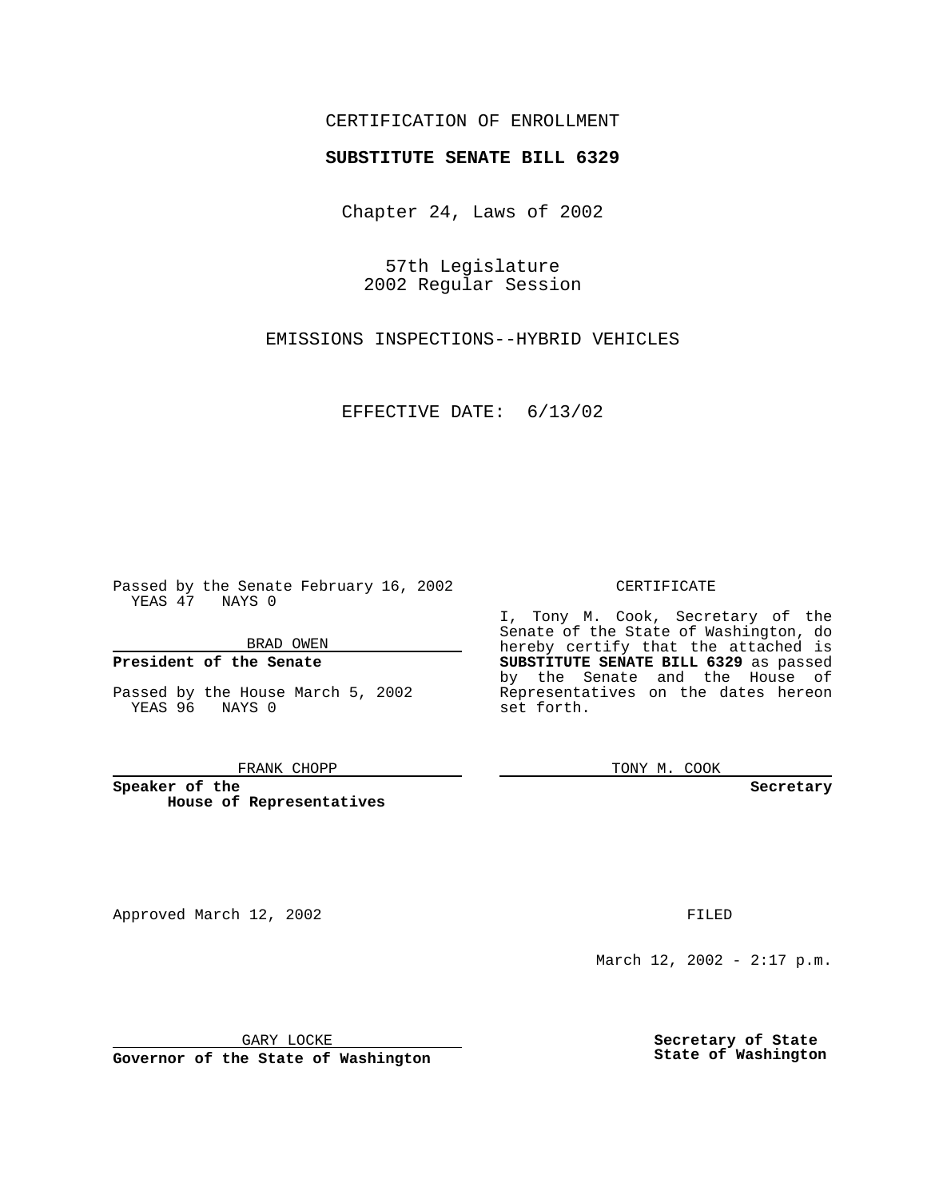CERTIFICATION OF ENROLLMENT

**SUBSTITUTE SENATE BILL 6329**

Chapter 24, Laws of 2002

57th Legislature
2002 Regular Session

EMISSIONS INSPECTIONS--HYBRID VEHICLES

EFFECTIVE DATE: 6/13/02

Passed by the Senate February 16, 2002
YEAS 47 NAYS 0

BRAD OWEN

**President of the Senate**

Passed by the House March 5, 2002
YEAS 96 NAYS 0

FRANK CHOPP

**Speaker of the House of Representatives**

CERTIFICATE

I, Tony M. Cook, Secretary of the Senate of the State of Washington, do hereby certify that the attached is **SUBSTITUTE SENATE BILL 6329** as passed by the Senate and the House of Representatives on the dates hereon set forth.

TONY M. COOK

**Secretary**

Approved March 12, 2002

GARY LOCKE

**Governor of the State of Washington**

FILED

March 12, 2002 - 2:17 p.m.

**Secretary of State**
**State of Washington**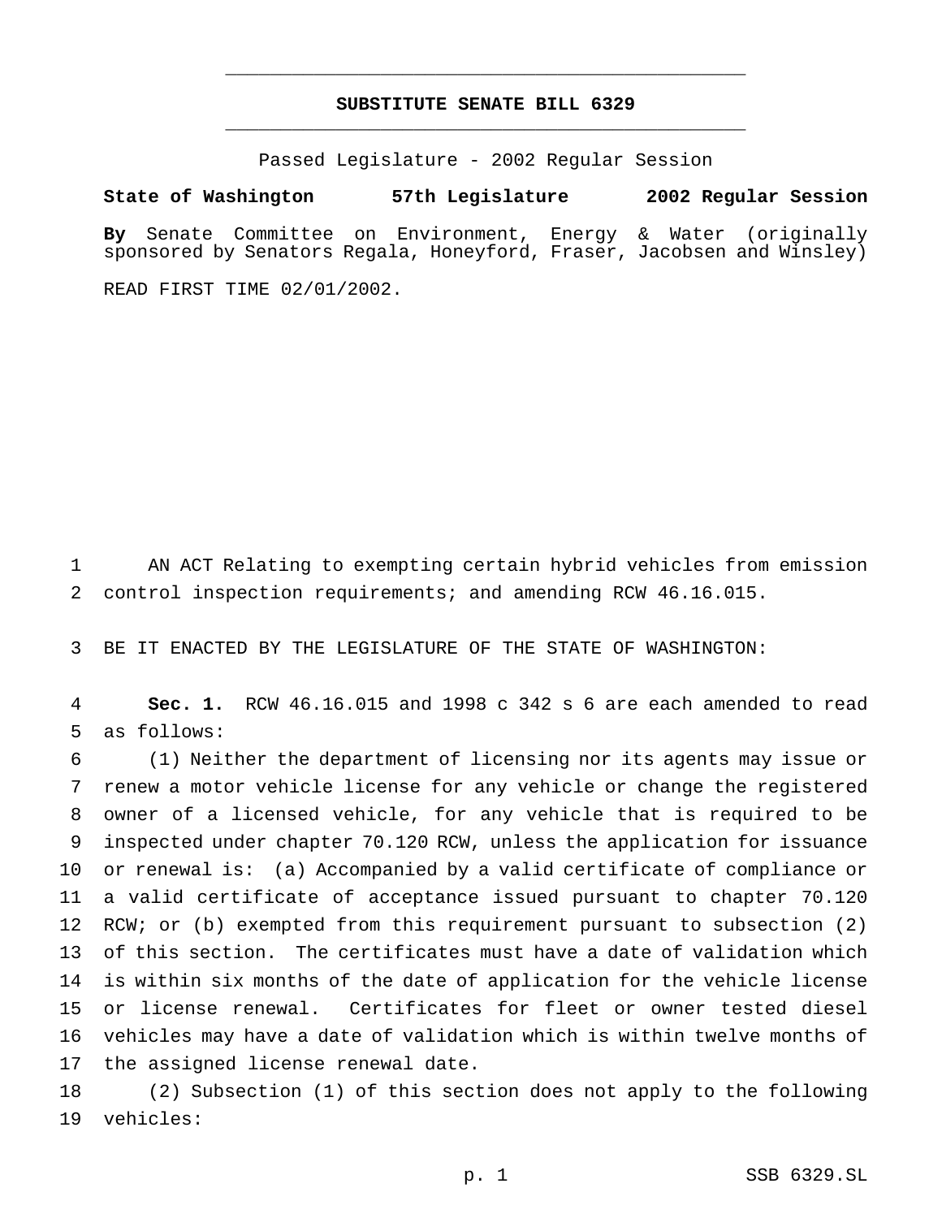# SUBSTITUTE SENATE BILL 6329

Passed Legislature - 2002 Regular Session

**State of Washington 57th Legislature 2002 Regular Session**

**By** Senate Committee on Environment, Energy & Water (originally sponsored by Senators Regala, Honeyford, Fraser, Jacobsen and Winsley)

READ FIRST TIME 02/01/2002.

AN ACT Relating to exempting certain hybrid vehicles from emission control inspection requirements; and amending RCW 46.16.015.

BE IT ENACTED BY THE LEGISLATURE OF THE STATE OF WASHINGTON:

**Sec. 1.** RCW 46.16.015 and 1998 c 342 s 6 are each amended to read as follows:

(1) Neither the department of licensing nor its agents may issue or renew a motor vehicle license for any vehicle or change the registered owner of a licensed vehicle, for any vehicle that is required to be inspected under chapter 70.120 RCW, unless the application for issuance or renewal is: (a) Accompanied by a valid certificate of compliance or a valid certificate of acceptance issued pursuant to chapter 70.120 RCW; or (b) exempted from this requirement pursuant to subsection (2) of this section. The certificates must have a date of validation which is within six months of the date of application for the vehicle license or license renewal. Certificates for fleet or owner tested diesel vehicles may have a date of validation which is within twelve months of the assigned license renewal date.

(2) Subsection (1) of this section does not apply to the following vehicles: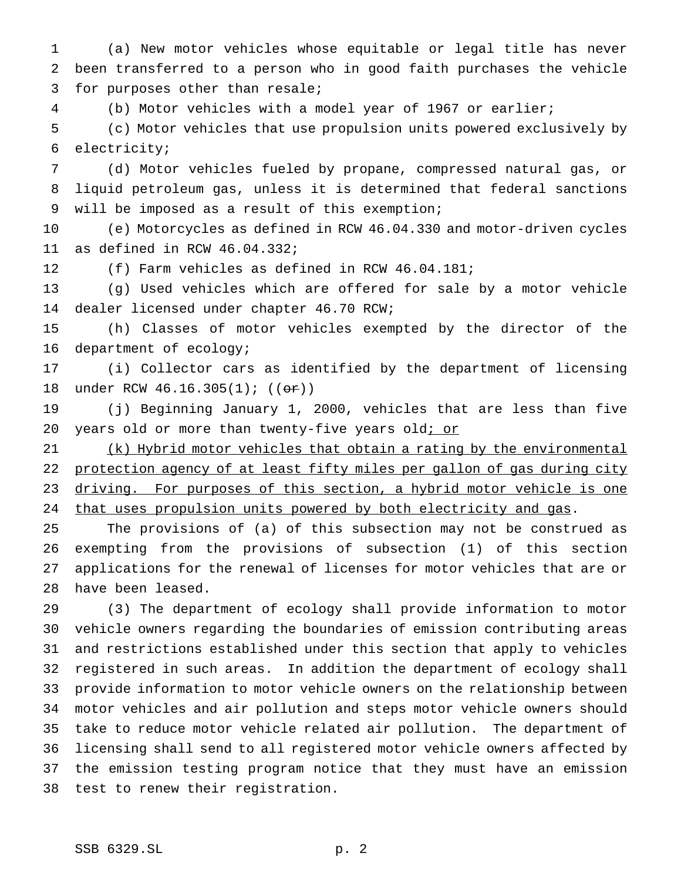(a) New motor vehicles whose equitable or legal title has never been transferred to a person who in good faith purchases the vehicle for purposes other than resale;

(b) Motor vehicles with a model year of 1967 or earlier;

(c) Motor vehicles that use propulsion units powered exclusively by electricity;

(d) Motor vehicles fueled by propane, compressed natural gas, or liquid petroleum gas, unless it is determined that federal sanctions will be imposed as a result of this exemption;

(e) Motorcycles as defined in RCW 46.04.330 and motor-driven cycles as defined in RCW 46.04.332;

(f) Farm vehicles as defined in RCW 46.04.181;

(g) Used vehicles which are offered for sale by a motor vehicle dealer licensed under chapter 46.70 RCW;

(h) Classes of motor vehicles exempted by the director of the department of ecology;

(i) Collector cars as identified by the department of licensing under RCW 46.16.305(1); ((~~or~~))

(j) Beginning January 1, 2000, vehicles that are less than five years old or more than twenty-five years old<u>; or</u>

<u>(k) Hybrid motor vehicles that obtain a rating by the environmental protection agency of at least fifty miles per gallon of gas during city driving. For purposes of this section, a hybrid motor vehicle is one that uses propulsion units powered by both electricity and gas</u>.

The provisions of (a) of this subsection may not be construed as exempting from the provisions of subsection (1) of this section applications for the renewal of licenses for motor vehicles that are or have been leased.

(3) The department of ecology shall provide information to motor vehicle owners regarding the boundaries of emission contributing areas and restrictions established under this section that apply to vehicles registered in such areas. In addition the department of ecology shall provide information to motor vehicle owners on the relationship between motor vehicles and air pollution and steps motor vehicle owners should take to reduce motor vehicle related air pollution. The department of licensing shall send to all registered motor vehicle owners affected by the emission testing program notice that they must have an emission test to renew their registration.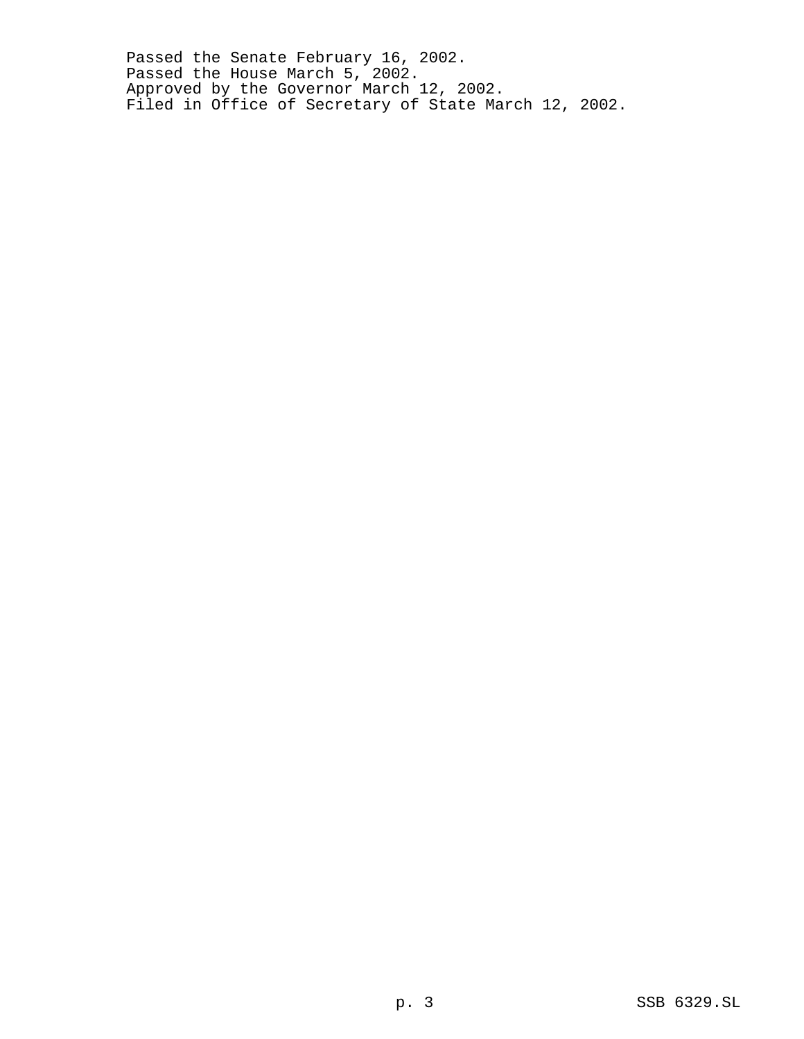Passed the Senate February 16, 2002.
Passed the House March 5, 2002.
Approved by the Governor March 12, 2002.
Filed in Office of Secretary of State March 12, 2002.